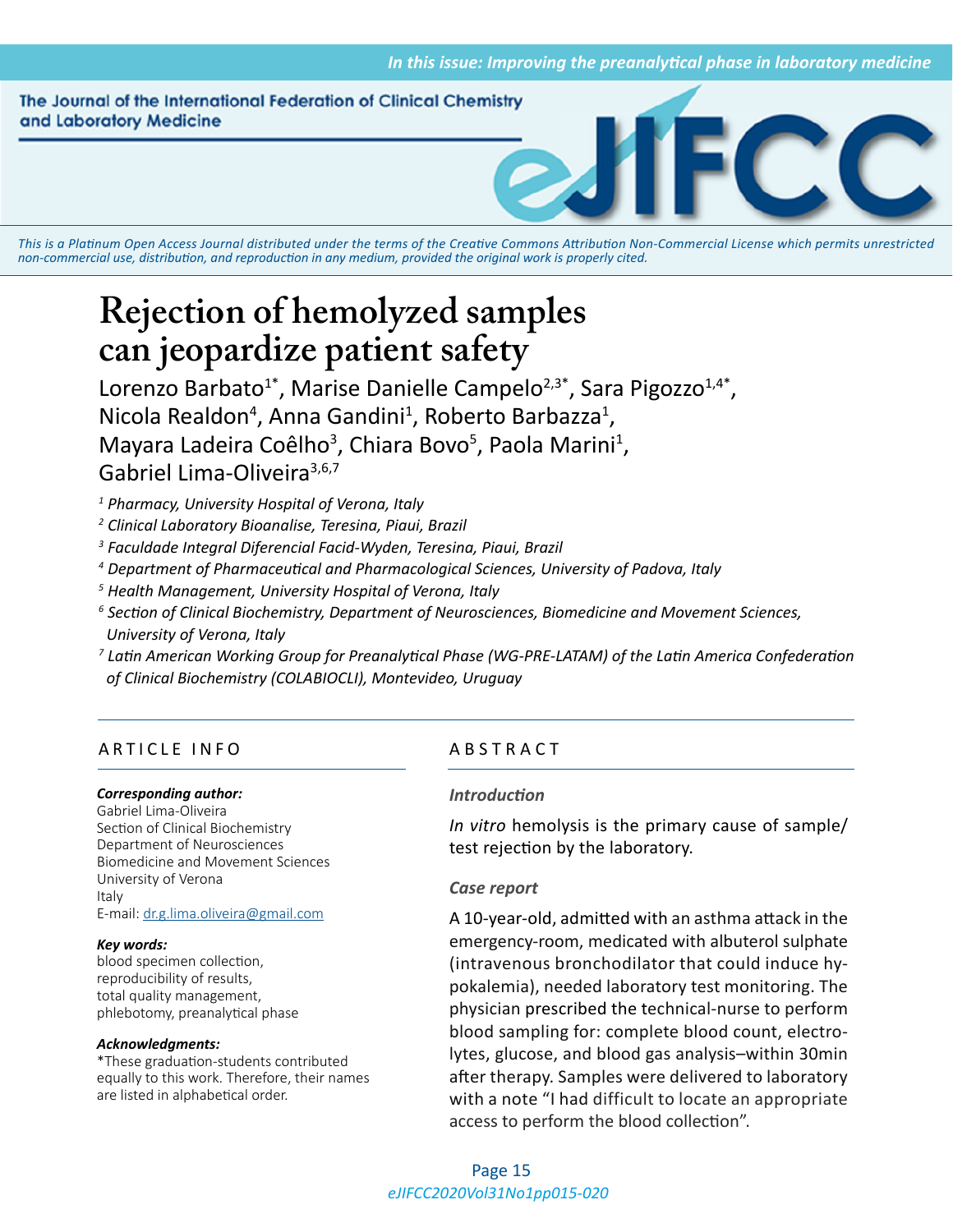# Rejection of hemolyzed samples can jeopardize patient safety

Lorenzo Barbato[1*], Marise Danielle Campelo[2,3*], Sara Pigozzo[1,4*], Nicola Realdon[4], Anna Gandini[1], Roberto Barbazza[1], Mayara Ladeira Coêlho[3], Chiara Bovo[5], Paola Marini[1], Gabriel Lima-Oliveira[3,6,7]

[1] *Pharmacy, University Hospital of Verona, Italy*
[2] *Clinical Laboratory Bioanalise, Teresina, Piaui, Brazil*
[3] *Faculdade Integral Diferencial Facid-Wyden, Teresina, Piaui, Brazil*
[4] *Department of Pharmaceutical and Pharmacological Sciences, University of Padova, Italy*
[5] *Health Management, University Hospital of Verona, Italy*
[6] *Section of Clinical Biochemistry, Department of Neurosciences, Biomedicine and Movement Sciences, University of Verona, Italy*
[7] *Latin American Working Group for Preanalytical Phase (WG-PRE-LATAM) of the Latin America Confederation of Clinical Biochemistry (COLABIOCLI), Montevideo, Uruguay*

## ARTICLE INFO

***Corresponding author:***
Gabriel Lima-Oliveira
Section of Clinical Biochemistry
Department of Neurosciences
Biomedicine and Movement Sciences
University of Verona
Italy
E-mail: dr.g.lima.oliveira@gmail.com

***Key words:***
blood specimen collection, reproducibility of results, total quality management, phlebotomy, preanalytical phase

***Acknowledgments:***
*These graduation-students contributed equally to this work. Therefore, their names are listed in alphabetical order.

## ABSTRACT

### *Introduction*

*In vitro* hemolysis is the primary cause of sample/test rejection by the laboratory.

### *Case report*

A 10-year-old, admitted with an asthma attack in the emergency-room, medicated with albuterol sulphate (intravenous bronchodilator that could induce hypokalemia), needed laboratory test monitoring. The physician prescribed the technical-nurse to perform blood sampling for: complete blood count, electrolytes, glucose, and blood gas analysis–within 30min after therapy. Samples were delivered to laboratory with a note "I had difficult to locate an appropriate access to perform the blood collection".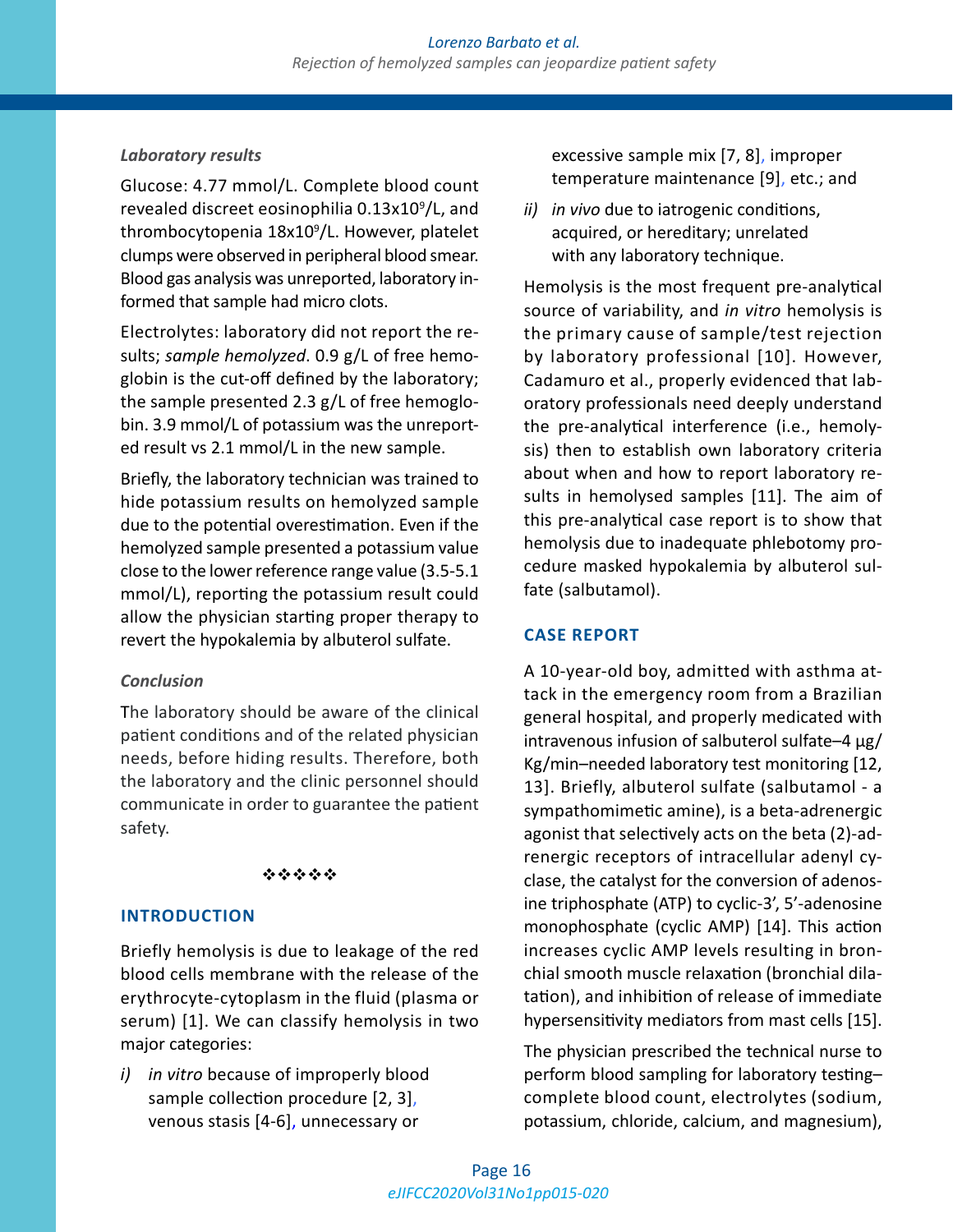*Laboratory results*

Glucose: 4.77 mmol/L. Complete blood count revealed discreet eosinophilia $0.13x10^9$/L, and thrombocytopenia $18x10^9$/L. However, platelet clumps were observed in peripheral blood smear. Blood gas analysis was unreported, laboratory informed that sample had micro clots.

Electrolytes: laboratory did not report the results; *sample hemolyzed*. 0.9 g/L of free hemoglobin is the cut-off defined by the laboratory; the sample presented 2.3 g/L of free hemoglobin. 3.9 mmol/L of potassium was the unreported result vs 2.1 mmol/L in the new sample.

Briefly, the laboratory technician was trained to hide potassium results on hemolyzed sample due to the potential overestimation. Even if the hemolyzed sample presented a potassium value close to the lower reference range value (3.5-5.1 mmol/L), reporting the potassium result could allow the physician starting proper therapy to revert the hypokalemia by albuterol sulfate.

*Conclusion*

The laboratory should be aware of the clinical patient conditions and of the related physician needs, before hiding results. Therefore, both the laboratory and the clinic personnel should communicate in order to guarantee the patient safety.

❖❖❖❖❖

## INTRODUCTION

Briefly hemolysis is due to leakage of the red blood cells membrane with the release of the erythrocyte-cytoplasm in the fluid (plasma or serum) [1]. We can classify hemolysis in two major categories:

*i)* *in vitro* because of improperly blood sample collection procedure [2, 3], venous stasis [4-6], unnecessary or excessive sample mix [7, 8], improper temperature maintenance [9], etc.; and

*ii)* *in vivo* due to iatrogenic conditions, acquired, or hereditary; unrelated with any laboratory technique.

Hemolysis is the most frequent pre-analytical source of variability, and *in vitro* hemolysis is the primary cause of sample/test rejection by laboratory professional [10]. However, Cadamuro et al., properly evidenced that laboratory professionals need deeply understand the pre-analytical interference (i.e., hemolysis) then to establish own laboratory criteria about when and how to report laboratory results in hemolysed samples [11]. The aim of this pre-analytical case report is to show that hemolysis due to inadequate phlebotomy procedure masked hypokalemia by albuterol sulfate (salbutamol).

## CASE REPORT

A 10-year-old boy, admitted with asthma attack in the emergency room from a Brazilian general hospital, and properly medicated with intravenous infusion of salbuterol sulfate–4 µg/Kg/min–needed laboratory test monitoring [12, 13]. Briefly, albuterol sulfate (salbutamol - a sympathomimetic amine), is a beta-adrenergic agonist that selectively acts on the beta (2)-adrenergic receptors of intracellular adenyl cyclase, the catalyst for the conversion of adenosine triphosphate (ATP) to cyclic-3', 5'-adenosine monophosphate (cyclic AMP) [14]. This action increases cyclic AMP levels resulting in bronchial smooth muscle relaxation (bronchial dilatation), and inhibition of release of immediate hypersensitivity mediators from mast cells [15].

The physician prescribed the technical nurse to perform blood sampling for laboratory testing–complete blood count, electrolytes (sodium, potassium, chloride, calcium, and magnesium),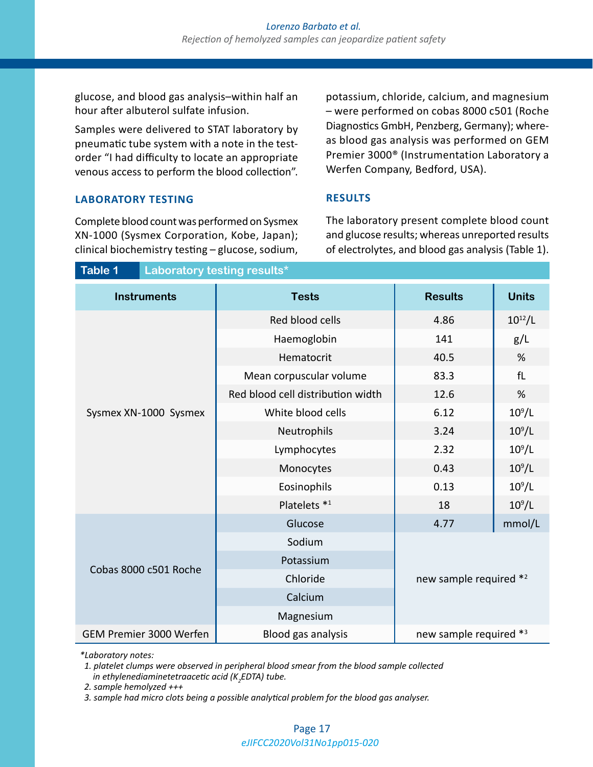glucose, and blood gas analysis–within half an hour after albuterol sulfate infusion.

Samples were delivered to STAT laboratory by pneumatic tube system with a note in the test-order "I had difficulty to locate an appropriate venous access to perform the blood collection".

## LABORATORY TESTING

Complete blood count was performed on Sysmex XN-1000 (Sysmex Corporation, Kobe, Japan); clinical biochemistry testing – glucose, sodium, potassium, chloride, calcium, and magnesium – were performed on cobas 8000 c501 (Roche Diagnostics GmbH, Penzberg, Germany); whereas blood gas analysis was performed on GEM Premier 3000® (Instrumentation Laboratory a Werfen Company, Bedford, USA).

## RESULTS

The laboratory present complete blood count and glucose results; whereas unreported results of electrolytes, and blood gas analysis (Table 1).

**Table 1** Laboratory testing results*

| Instruments | Tests | Results | Units |
|---|---|---|---|
| Sysmex XN-1000 Sysmex | Red blood cells | 4.86 | $10^{12}$/L |
| | Haemoglobin | 141 | g/L |
| | Hematocrit | 40.5 | % |
| | Mean corpuscular volume | 83.3 | fL |
| | Red blood cell distribution width | 12.6 | % |
| | White blood cells | 6.12 | $10^{9}$/L |
| | Neutrophils | 3.24 | $10^{9}$/L |
| | Lymphocytes | 2.32 | $10^{9}$/L |
| | Monocytes | 0.43 | $10^{9}$/L |
| | Eosinophils | 0.13 | $10^{9}$/L |
| | Platelets *[1] | 18 | $10^{9}$/L |
| Cobas 8000 c501 Roche | Glucose | 4.77 | mmol/L |
| | Sodium | new sample required *[2] | |
| | Potassium | | |
| | Chloride | | |
| | Calcium | | |
| | Magnesium | | |
| GEM Premier 3000 Werfen | Blood gas analysis | new sample required *[3] | |

*Laboratory notes:

1. *platelet clumps were observed in peripheral blood smear from the blood sample collected in ethylenediaminetetraacetic acid ($K_2$EDTA) tube.*
2. *sample hemolyzed +++*
3. *sample had micro clots being a possible analytical problem for the blood gas analyser.*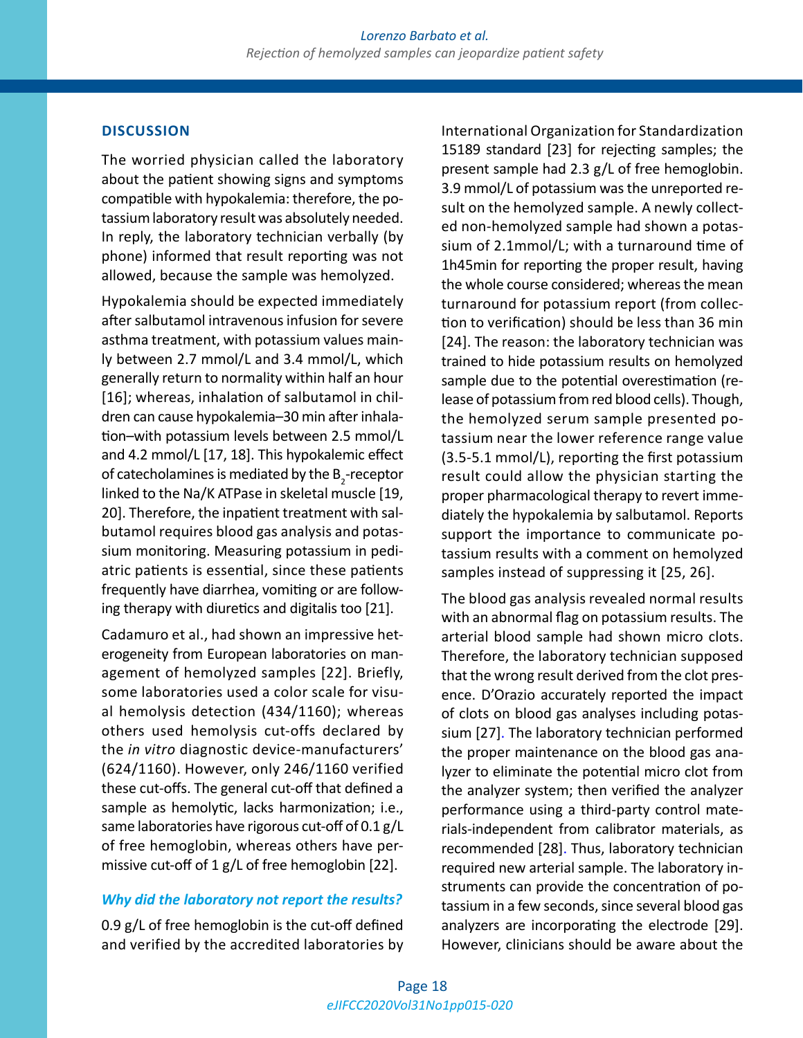## DISCUSSION

The worried physician called the laboratory about the patient showing signs and symptoms compatible with hypokalemia: therefore, the potassium laboratory result was absolutely needed. In reply, the laboratory technician verbally (by phone) informed that result reporting was not allowed, because the sample was hemolyzed.

Hypokalemia should be expected immediately after salbutamol intravenous infusion for severe asthma treatment, with potassium values mainly between 2.7 mmol/L and 3.4 mmol/L, which generally return to normality within half an hour [16]; whereas, inhalation of salbutamol in children can cause hypokalemia–30 min after inhalation–with potassium levels between 2.5 mmol/L and 4.2 mmol/L [17, 18]. This hypokalemic effect of catecholamines is mediated by the $B_2$-receptor linked to the Na/K ATPase in skeletal muscle [19, 20]. Therefore, the inpatient treatment with salbutamol requires blood gas analysis and potassium monitoring. Measuring potassium in pediatric patients is essential, since these patients frequently have diarrhea, vomiting or are following therapy with diuretics and digitalis too [21].

Cadamuro et al., had shown an impressive heterogeneity from European laboratories on management of hemolyzed samples [22]. Briefly, some laboratories used a color scale for visual hemolysis detection (434/1160); whereas others used hemolysis cut-offs declared by the *in vitro* diagnostic device-manufacturers' (624/1160). However, only 246/1160 verified these cut-offs. The general cut-off that defined a sample as hemolytic, lacks harmonization; i.e., same laboratories have rigorous cut-off of 0.1 g/L of free hemoglobin, whereas others have permissive cut-off of 1 g/L of free hemoglobin [22].

### *Why did the laboratory not report the results?*

0.9 g/L of free hemoglobin is the cut-off defined and verified by the accredited laboratories by International Organization for Standardization 15189 standard [23] for rejecting samples; the present sample had 2.3 g/L of free hemoglobin. 3.9 mmol/L of potassium was the unreported result on the hemolyzed sample. A newly collected non-hemolyzed sample had shown a potassium of 2.1mmol/L; with a turnaround time of 1h45min for reporting the proper result, having the whole course considered; whereas the mean turnaround for potassium report (from collection to verification) should be less than 36 min [24]. The reason: the laboratory technician was trained to hide potassium results on hemolyzed sample due to the potential overestimation (release of potassium from red blood cells). Though, the hemolyzed serum sample presented potassium near the lower reference range value (3.5-5.1 mmol/L), reporting the first potassium result could allow the physician starting the proper pharmacological therapy to revert immediately the hypokalemia by salbutamol. Reports support the importance to communicate potassium results with a comment on hemolyzed samples instead of suppressing it [25, 26].

The blood gas analysis revealed normal results with an abnormal flag on potassium results. The arterial blood sample had shown micro clots. Therefore, the laboratory technician supposed that the wrong result derived from the clot presence. D'Orazio accurately reported the impact of clots on blood gas analyses including potassium [27]. The laboratory technician performed the proper maintenance on the blood gas analyzer to eliminate the potential micro clot from the analyzer system; then verified the analyzer performance using a third-party control materials-independent from calibrator materials, as recommended [28]. Thus, laboratory technician required new arterial sample. The laboratory instruments can provide the concentration of potassium in a few seconds, since several blood gas analyzers are incorporating the electrode [29]. However, clinicians should be aware about the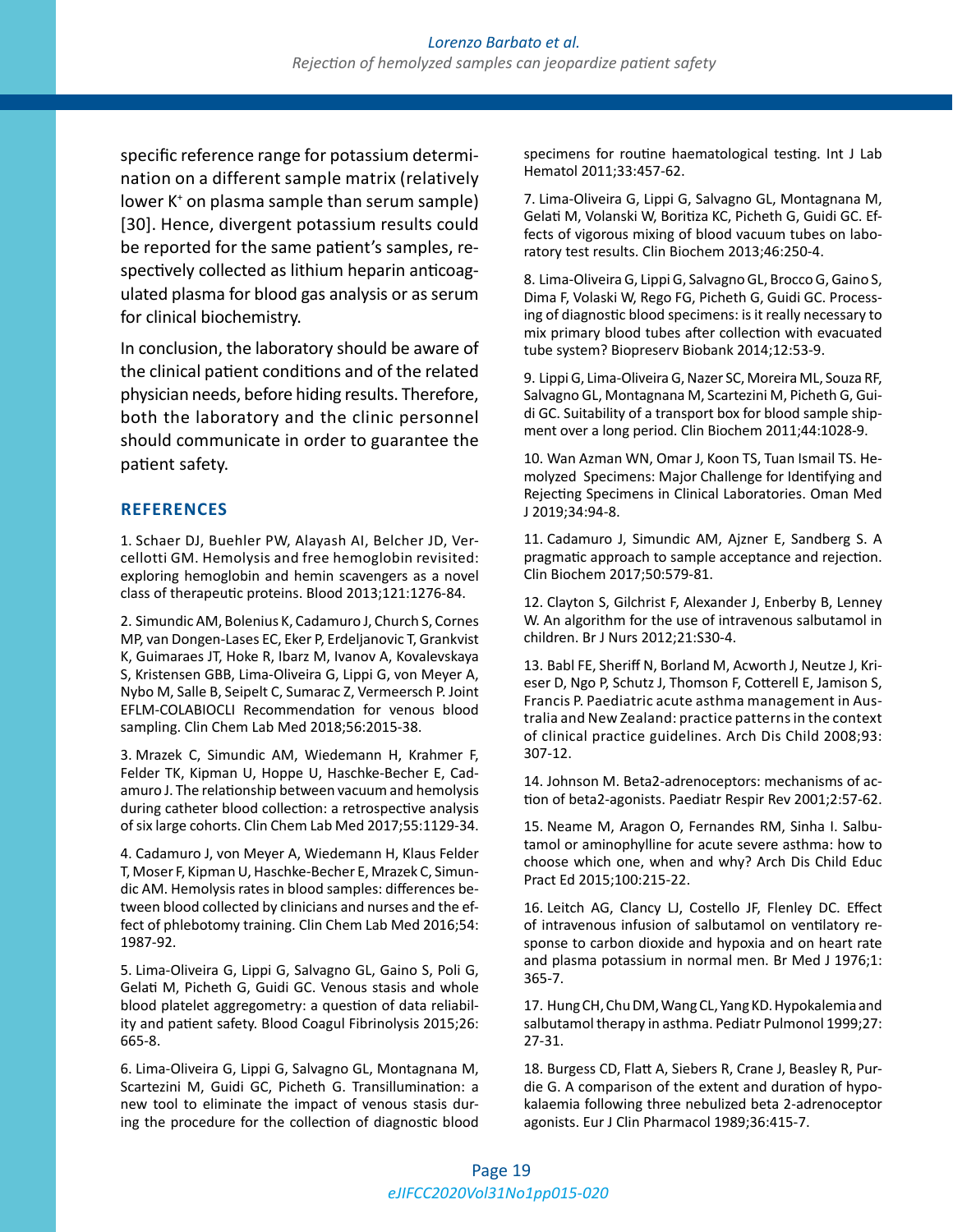specific reference range for potassium determination on a different sample matrix (relatively lower $K^+$ on plasma sample than serum sample) [30]. Hence, divergent potassium results could be reported for the same patient's samples, respectively collected as lithium heparin anticoagulated plasma for blood gas analysis or as serum for clinical biochemistry.

In conclusion, the laboratory should be aware of the clinical patient conditions and of the related physician needs, before hiding results. Therefore, both the laboratory and the clinic personnel should communicate in order to guarantee the patient safety.

## REFERENCES

1. Schaer DJ, Buehler PW, Alayash AI, Belcher JD, Vercellotti GM. Hemolysis and free hemoglobin revisited: exploring hemoglobin and hemin scavengers as a novel class of therapeutic proteins. Blood 2013;121:1276-84.

2. Simundic AM, Bolenius K, Cadamuro J, Church S, Cornes MP, van Dongen-Lases EC, Eker P, Erdeljanovic T, Grankvist K, Guimaraes JT, Hoke R, Ibarz M, Ivanov A, Kovalevskaya S, Kristensen GBB, Lima-Oliveira G, Lippi G, von Meyer A, Nybo M, Salle B, Seipelt C, Sumarac Z, Vermeersch P. Joint EFLM-COLABIOCLI Recommendation for venous blood sampling. Clin Chem Lab Med 2018;56:2015-38.

3. Mrazek C, Simundic AM, Wiedemann H, Krahmer F, Felder TK, Kipman U, Hoppe U, Haschke-Becher E, Cadamuro J. The relationship between vacuum and hemolysis during catheter blood collection: a retrospective analysis of six large cohorts. Clin Chem Lab Med 2017;55:1129-34.

4. Cadamuro J, von Meyer A, Wiedemann H, Klaus Felder T, Moser F, Kipman U, Haschke-Becher E, Mrazek C, Simundic AM. Hemolysis rates in blood samples: differences between blood collected by clinicians and nurses and the effect of phlebotomy training. Clin Chem Lab Med 2016;54:1987-92.

5. Lima-Oliveira G, Lippi G, Salvagno GL, Gaino S, Poli G, Gelati M, Picheth G, Guidi GC. Venous stasis and whole blood platelet aggregometry: a question of data reliability and patient safety. Blood Coagul Fibrinolysis 2015;26:665-8.

6. Lima-Oliveira G, Lippi G, Salvagno GL, Montagnana M, Scartezini M, Guidi GC, Picheth G. Transillumination: a new tool to eliminate the impact of venous stasis during the procedure for the collection of diagnostic blood specimens for routine haematological testing. Int J Lab Hematol 2011;33:457-62.

7. Lima-Oliveira G, Lippi G, Salvagno GL, Montagnana M, Gelati M, Volanski W, Boritiza KC, Picheth G, Guidi GC. Effects of vigorous mixing of blood vacuum tubes on laboratory test results. Clin Biochem 2013;46:250-4.

8. Lima-Oliveira G, Lippi G, Salvagno GL, Brocco G, Gaino S, Dima F, Volaski W, Rego FG, Picheth G, Guidi GC. Processing of diagnostic blood specimens: is it really necessary to mix primary blood tubes after collection with evacuated tube system? Biopreserv Biobank 2014;12:53-9.

9. Lippi G, Lima-Oliveira G, Nazer SC, Moreira ML, Souza RF, Salvagno GL, Montagnana M, Scartezini M, Picheth G, Guidi GC. Suitability of a transport box for blood sample shipment over a long period. Clin Biochem 2011;44:1028-9.

10. Wan Azman WN, Omar J, Koon TS, Tuan Ismail TS. Hemolyzed Specimens: Major Challenge for Identifying and Rejecting Specimens in Clinical Laboratories. Oman Med J 2019;34:94-8.

11. Cadamuro J, Simundic AM, Ajzner E, Sandberg S. A pragmatic approach to sample acceptance and rejection. Clin Biochem 2017;50:579-81.

12. Clayton S, Gilchrist F, Alexander J, Enberby B, Lenney W. An algorithm for the use of intravenous salbutamol in children. Br J Nurs 2012;21:S30-4.

13. Babl FE, Sheriff N, Borland M, Acworth J, Neutze J, Krieser D, Ngo P, Schutz J, Thomson F, Cotterell E, Jamison S, Francis P. Paediatric acute asthma management in Australia and New Zealand: practice patterns in the context of clinical practice guidelines. Arch Dis Child 2008;93:307-12.

14. Johnson M. Beta2-adrenoceptors: mechanisms of action of beta2-agonists. Paediatr Respir Rev 2001;2:57-62.

15. Neame M, Aragon O, Fernandes RM, Sinha I. Salbutamol or aminophylline for acute severe asthma: how to choose which one, when and why? Arch Dis Child Educ Pract Ed 2015;100:215-22.

16. Leitch AG, Clancy LJ, Costello JF, Flenley DC. Effect of intravenous infusion of salbutamol on ventilatory response to carbon dioxide and hypoxia and on heart rate and plasma potassium in normal men. Br Med J 1976;1:365-7.

17. Hung CH, Chu DM, Wang CL, Yang KD. Hypokalemia and salbutamol therapy in asthma. Pediatr Pulmonol 1999;27:27-31.

18. Burgess CD, Flatt A, Siebers R, Crane J, Beasley R, Purdie G. A comparison of the extent and duration of hypokalaemia following three nebulized beta 2-adrenoceptor agonists. Eur J Clin Pharmacol 1989;36:415-7.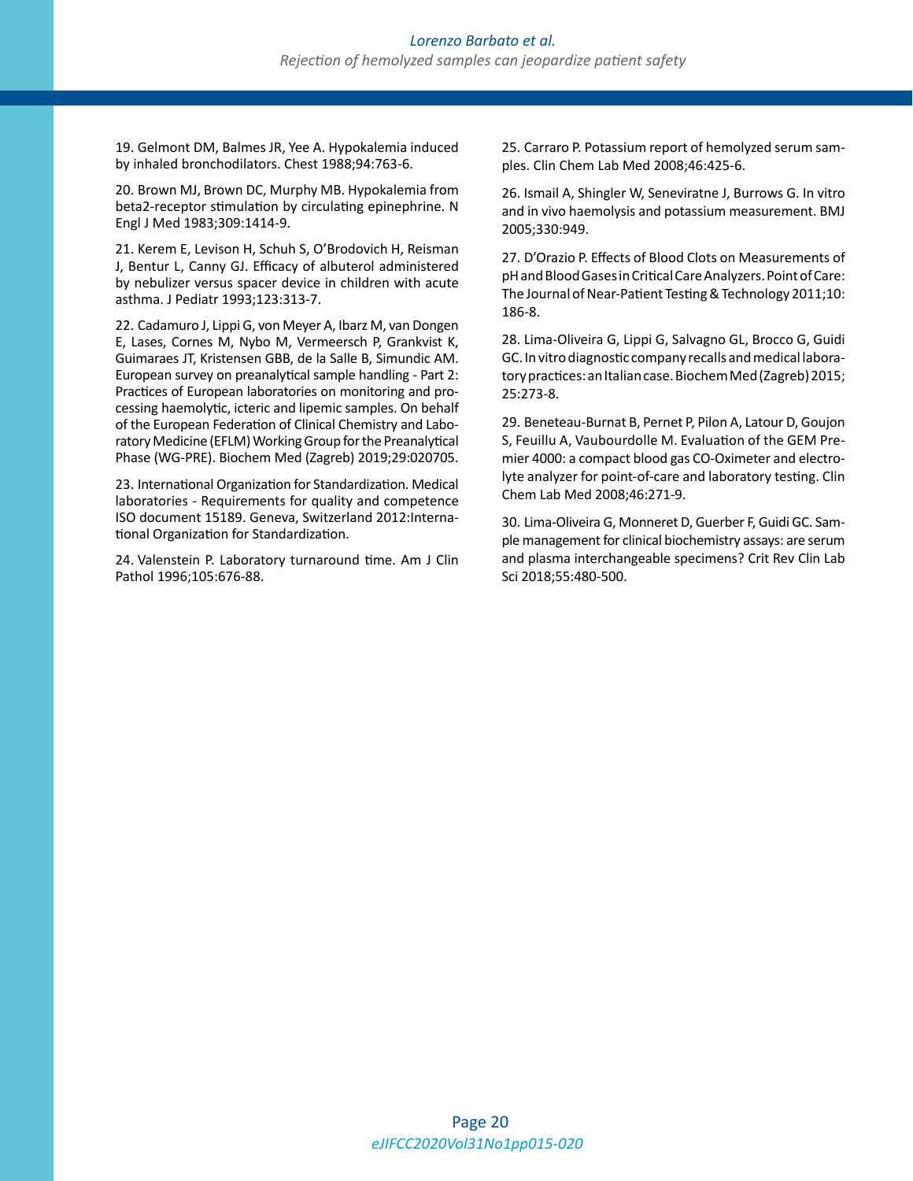19. Gelmont DM, Balmes JR, Yee A. Hypokalemia induced by inhaled bronchodilators. Chest 1988;94:763-6.

20. Brown MJ, Brown DC, Murphy MB. Hypokalemia from beta2-receptor stimulation by circulating epinephrine. N Engl J Med 1983;309:1414-9.

21. Kerem E, Levison H, Schuh S, O'Brodovich H, Reisman J, Bentur L, Canny GJ. Efficacy of albuterol administered by nebulizer versus spacer device in children with acute asthma. J Pediatr 1993;123:313-7.

22. Cadamuro J, Lippi G, von Meyer A, Ibarz M, van Dongen E, Lases, Cornes M, Nybo M, Vermeersch P, Grankvist K, Guimaraes JT, Kristensen GBB, de la Salle B, Simundic AM. European survey on preanalytical sample handling - Part 2: Practices of European laboratories on monitoring and processing haemolytic, icteric and lipemic samples. On behalf of the European Federation of Clinical Chemistry and Laboratory Medicine (EFLM) Working Group for the Preanalytical Phase (WG-PRE). Biochem Med (Zagreb) 2019;29:020705.

23. International Organization for Standardization. Medical laboratories - Requirements for quality and competence ISO document 15189. Geneva, Switzerland 2012:International Organization for Standardization.

24. Valenstein P. Laboratory turnaround time. Am J Clin Pathol 1996;105:676-88.

25. Carraro P. Potassium report of hemolyzed serum samples. Clin Chem Lab Med 2008;46:425-6.

26. Ismail A, Shingler W, Seneviratne J, Burrows G. In vitro and in vivo haemolysis and potassium measurement. BMJ 2005;330:949.

27. D'Orazio P. Effects of Blood Clots on Measurements of pH and Blood Gases in Critical Care Analyzers. Point of Care: The Journal of Near-Patient Testing & Technology 2011;10: 186-8.

28. Lima-Oliveira G, Lippi G, Salvagno GL, Brocco G, Guidi GC. In vitro diagnostic company recalls and medical laboratory practices: an Italian case. Biochem Med (Zagreb) 2015; 25:273-8.

29. Beneteau-Burnat B, Pernet P, Pilon A, Latour D, Goujon S, Feuillu A, Vaubourdolle M. Evaluation of the GEM Premier 4000: a compact blood gas CO-Oximeter and electrolyte analyzer for point-of-care and laboratory testing. Clin Chem Lab Med 2008;46:271-9.

30. Lima-Oliveira G, Monneret D, Guerber F, Guidi GC. Sample management for clinical biochemistry assays: are serum and plasma interchangeable specimens? Crit Rev Clin Lab Sci 2018;55:480-500.